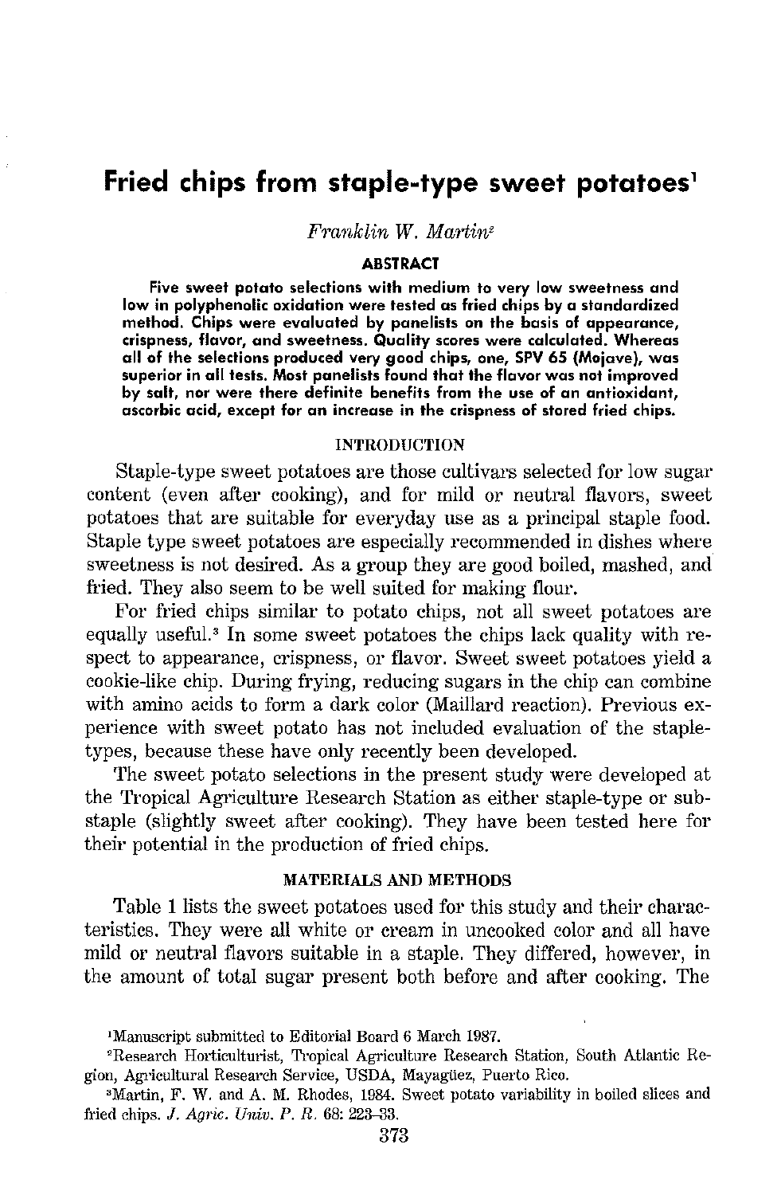# Fried chips from staple-type sweet potatoes[1]

*Franklin W. Martin*[2]

## ABSTRACT

**Five sweet potato selections with medium to very low sweetness and low in polyphenolic oxidation were tested as fried chips by a standardized method. Chips were evaluated by panelists on the basis of appearance, crispness, flavor, and sweetness. Quality scores were calculated. Whereas all of the selections produced very good chips, one, SPV 65 (Mojave), was superior in all tests. Most panelists found that the flavor was not improved by salt, nor were there definite benefits from the use of an antioxidant, ascorbic acid, except for an increase in the crispness of stored fried chips.**

## INTRODUCTION

Staple-type sweet potatoes are those cultivars selected for low sugar content (even after cooking), and for mild or neutral flavors, sweet potatoes that are suitable for everyday use as a principal staple food. Staple type sweet potatoes are especially recommended in dishes where sweetness is not desired. As a group they are good boiled, mashed, and fried. They also seem to be well suited for making flour.

For fried chips similar to potato chips, not all sweet potatoes are equally useful.[3] In some sweet potatoes the chips lack quality with respect to appearance, crispness, or flavor. Sweet sweet potatoes yield a cookie-like chip. During frying, reducing sugars in the chip can combine with amino acids to form a dark color (Maillard reaction). Previous experience with sweet potato has not included evaluation of the staple-types, because these have only recently been developed.

The sweet potato selections in the present study were developed at the Tropical Agriculture Research Station as either staple-type or sub-staple (slightly sweet after cooking). They have been tested here for their potential in the production of fried chips.

## MATERIALS AND METHODS

Table 1 lists the sweet potatoes used for this study and their characteristics. They were all white or cream in uncooked color and all have mild or neutral flavors suitable in a staple. They differed, however, in the amount of total sugar present both before and after cooking. The

[1]Manuscript submitted to Editorial Board 6 March 1987.

[2]Research Horticulturist, Tropical Agriculture Research Station, South Atlantic Region, Agricultural Research Service, USDA, Mayagüez, Puerto Rico.

[3]Martin, F. W. and A. M. Rhodes, 1984. Sweet potato variability in boiled slices and fried chips. *J. Agric. Univ. P. R.* 68: 223–33.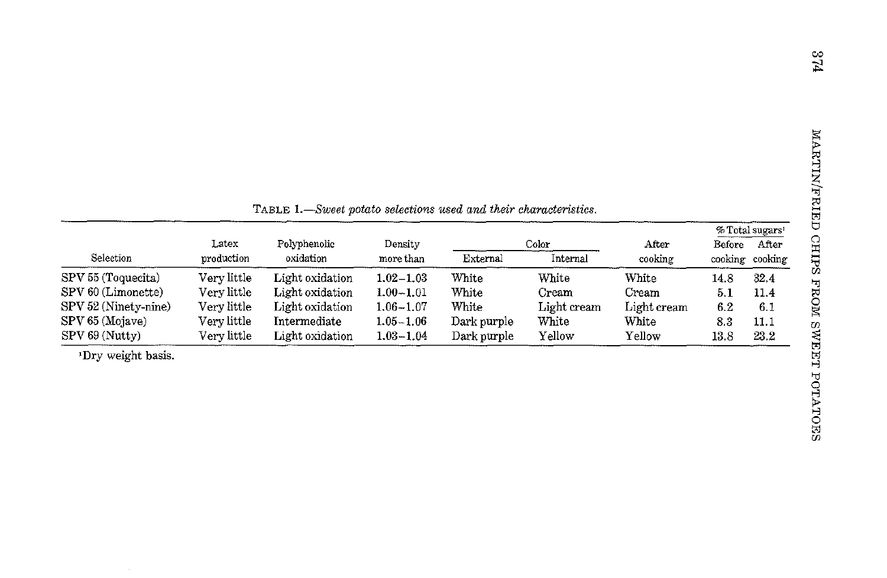TABLE 1.—*Sweet potato selections used and their characteristics.*

| Selection | Latex production | Polyphenolic oxidation | Density more than | Color | | After cooking | % Total sugars[1] | |
|---|---|---|---|---|---|---|---|---|
| | | | | External | Internal | | Before cooking | After cooking |
| SPV 55 (Toquecita) | Very little | Light oxidation | 1.02–1.03 | White | White | White | 14.8 | 32.4 |
| SPV 60 (Limonette) | Very little | Light oxidation | 1.00–1.01 | White | Cream | Cream | 5.1 | 11.4 |
| SPV 52 (Ninety-nine) | Very little | Light oxidation | 1.06–1.07 | White | Light cream | Light cream | 6.2 | 6.1 |
| SPV 65 (Mojave) | Very little | Intermediate | 1.05–1.06 | Dark purple | White | White | 8.3 | 11.1 |
| SPV 69 (Nutty) | Very little | Light oxidation | 1.03–1.04 | Dark purple | Yellow | Yellow | 13.8 | 23.2 |

[1]Dry weight basis.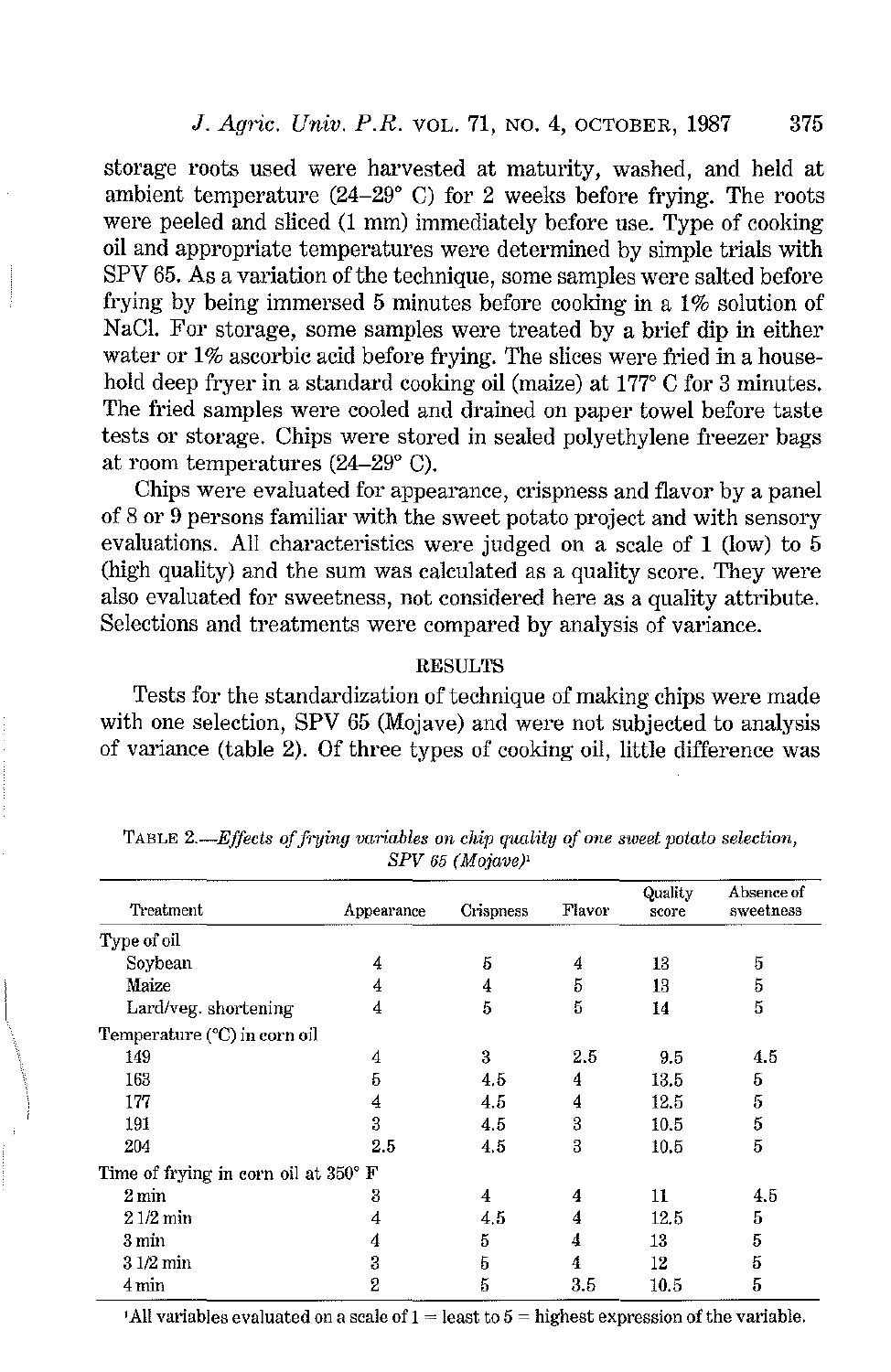storage roots used were harvested at maturity, washed, and held at ambient temperature (24–29° C) for 2 weeks before frying. The roots were peeled and sliced (1 mm) immediately before use. Type of cooking oil and appropriate temperatures were determined by simple trials with SPV 65. As a variation of the technique, some samples were salted before frying by being immersed 5 minutes before cooking in a 1% solution of NaCl. For storage, some samples were treated by a brief dip in either water or 1% ascorbic acid before frying. The slices were fried in a household deep fryer in a standard cooking oil (maize) at 177° C for 3 minutes. The fried samples were cooled and drained on paper towel before taste tests or storage. Chips were stored in sealed polyethylene freezer bags at room temperatures (24–29° C).

Chips were evaluated for appearance, crispness and flavor by a panel of 8 or 9 persons familiar with the sweet potato project and with sensory evaluations. All characteristics were judged on a scale of 1 (low) to 5 (high quality) and the sum was calculated as a quality score. They were also evaluated for sweetness, not considered here as a quality attribute. Selections and treatments were compared by analysis of variance.

## RESULTS

Tests for the standardization of technique of making chips were made with one selection, SPV 65 (Mojave) and were not subjected to analysis of variance (table 2). Of three types of cooking oil, little difference was

TABLE 2.—*Effects of frying variables on chip quality of one sweet potato selection, SPV 65 (Mojave)*[1]

| Treatment | Appearance | Crispness | Flavor | Quality score | Absence of sweetness |
|---|---|---|---|---|---|
| Type of oil | | | | | |
| Soybean | 4 | 5 | 4 | 13 | 5 |
| Maize | 4 | 4 | 5 | 13 | 5 |
| Lard/veg. shortening | 4 | 5 | 5 | 14 | 5 |
| Temperature (°C) in corn oil | | | | | |
| 149 | 4 | 3 | 2.5 | 9.5 | 4.5 |
| 163 | 5 | 4.5 | 4 | 13.5 | 5 |
| 177 | 4 | 4.5 | 4 | 12.5 | 5 |
| 191 | 3 | 4.5 | 3 | 10.5 | 5 |
| 204 | 2.5 | 4.5 | 3 | 10.5 | 5 |
| Time of frying in corn oil at 350° F | | | | | |
| 2 min | 3 | 4 | 4 | 11 | 4.5 |
| 2 1/2 min | 4 | 4.5 | 4 | 12.5 | 5 |
| 3 min | 4 | 5 | 4 | 13 | 5 |
| 3 1/2 min | 3 | 5 | 4 | 12 | 5 |
| 4 min | 2 | 5 | 3.5 | 10.5 | 5 |

[1]All variables evaluated on a scale of 1 = least to 5 = highest expression of the variable.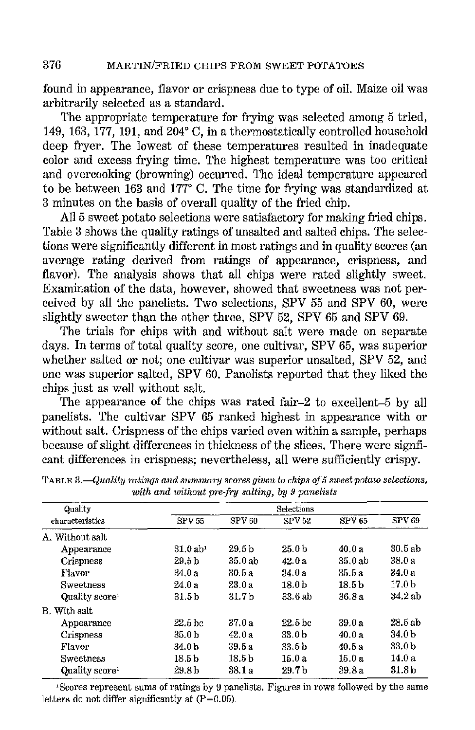found in appearance, flavor or crispness due to type of oil. Maize oil was arbitrarily selected as a standard.

The appropriate temperature for frying was selected among 5 tried, 149, 163, 177, 191, and 204° C, in a thermostatically controlled household deep fryer. The lowest of these temperatures resulted in inadequate color and excess frying time. The highest temperature was too critical and overcooking (browning) occurred. The ideal temperature appeared to be between 163 and 177° C. The time for frying was standardized at 3 minutes on the basis of overall quality of the fried chip.

All 5 sweet potato selections were satisfactory for making fried chips. Table 3 shows the quality ratings of unsalted and salted chips. The selections were significantly different in most ratings and in quality scores (an average rating derived from ratings of appearance, crispness, and flavor). The analysis shows that all chips were rated slightly sweet. Examination of the data, however, showed that sweetness was not perceived by all the panelists. Two selections, SPV 55 and SPV 60, were slightly sweeter than the other three, SPV 52, SPV 65 and SPV 69.

The trials for chips with and without salt were made on separate days. In terms of total quality score, one cultivar, SPV 65, was superior whether salted or not; one cultivar was superior unsalted, SPV 52, and one was superior salted, SPV 60. Panelists reported that they liked the chips just as well without salt.

The appearance of the chips was rated fair–2 to excellent–5 by all panelists. The cultivar SPV 65 ranked highest in appearance with or without salt. Crispness of the chips varied even within a sample, perhaps because of slight differences in thickness of the slices. There were significant differences in crispness; nevertheless, all were sufficiently crispy.

TABLE 3.—*Quality ratings and summary scores given to chips of 5 sweet potato selections, with and without pre-fry salting, by 9 panelists*

| Quality characteristics | Selections | | | | |
|---|---|---|---|---|---|
| | SPV 55 | SPV 60 | SPV 52 | SPV 65 | SPV 69 |
| A. Without salt | | | | | |
| Appearance | 31.0 ab[1] | 29.5 b | 25.0 b | 40.0 a | 30.5 ab |
| Crispness | 29.5 b | 35.0 ab | 42.0 a | 35.0 ab | 38.0 a |
| Flavor | 34.0 a | 30.5 a | 34.0 a | 35.5 a | 34.0 a |
| Sweetness | 24.0 a | 23.0 a | 18.0 b | 18.5 b | 17.0 b |
| Quality score[1] | 31.5 b | 31.7 b | 33.6 ab | 36.8 a | 34.2 ab |
| B. With salt | | | | | |
| Appearance | 22.5 bc | 37.0 a | 22.5 bc | 39.0 a | 28.5 ab |
| Crispness | 35.0 b | 42.0 a | 33.0 b | 40.0 a | 34.0 b |
| Flavor | 34.0 b | 39.5 a | 33.5 b | 40.5 a | 33.0 b |
| Sweetness | 18.5 b | 18.5 b | 15.0 a | 15.0 a | 14.0 a |
| Quality score[1] | 29.8 b | 38.1 a | 29.7 b | 39.8 a | 31.8 b |

[1]Scores represent sums of ratings by 9 panelists. Figures in rows followed by the same letters do not differ significantly at (P=0.05).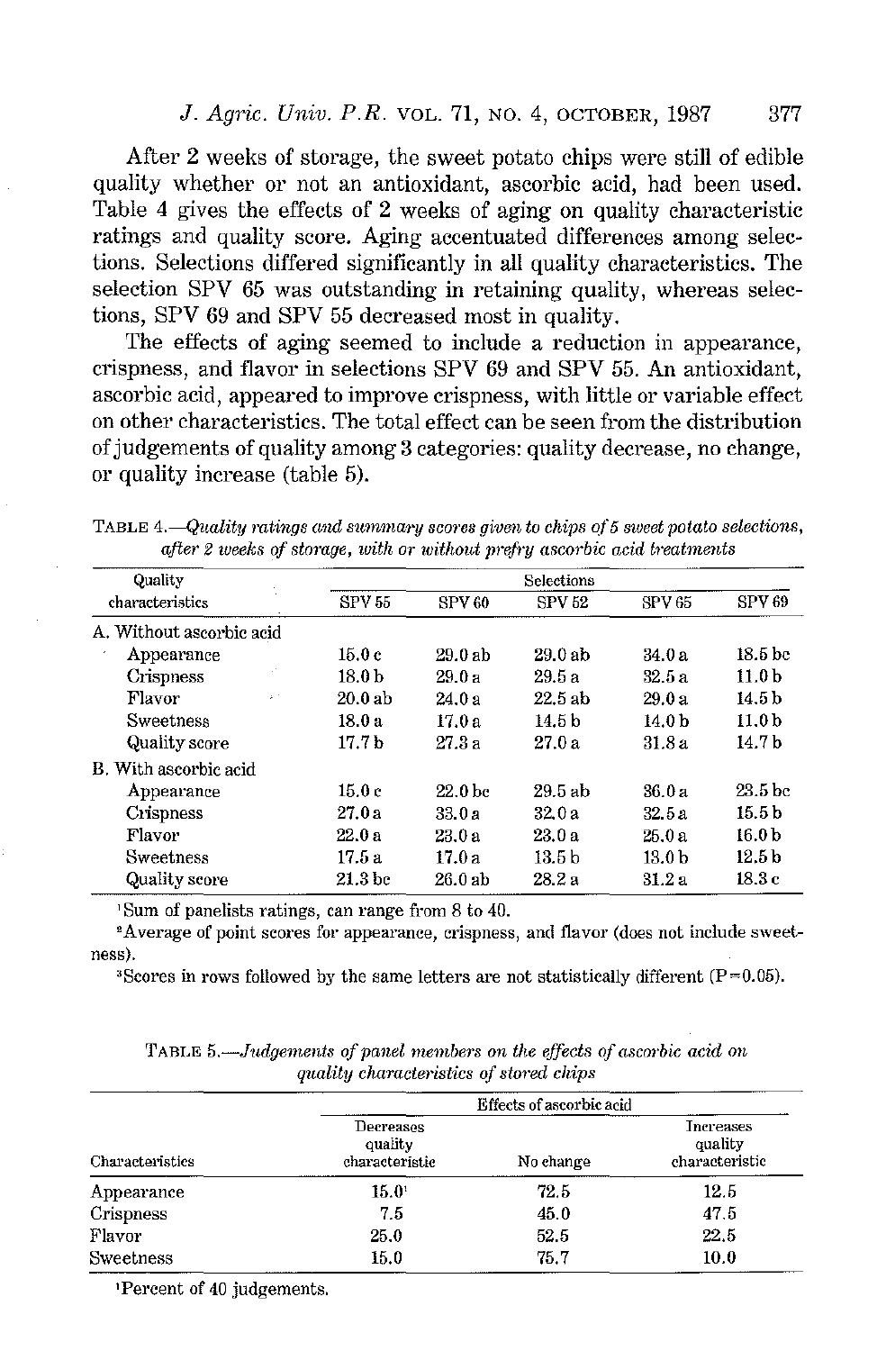After 2 weeks of storage, the sweet potato chips were still of edible quality whether or not an antioxidant, ascorbic acid, had been used. Table 4 gives the effects of 2 weeks of aging on quality characteristic ratings and quality score. Aging accentuated differences among selections. Selections differed significantly in all quality characteristics. The selection SPV 65 was outstanding in retaining quality, whereas selections, SPV 69 and SPV 55 decreased most in quality.

The effects of aging seemed to include a reduction in appearance, crispness, and flavor in selections SPV 69 and SPV 55. An antioxidant, ascorbic acid, appeared to improve crispness, with little or variable effect on other characteristics. The total effect can be seen from the distribution of judgements of quality among 3 categories: quality decrease, no change, or quality increase (table 5).

TABLE 4.—*Quality ratings and summary scores given to chips of 5 sweet potato selections, after 2 weeks of storage, with or without prefry ascorbic acid treatments*

| Quality characteristics | Selections | | | | |
|---|---|---|---|---|---|
| | SPV 55 | SPV 60 | SPV 52 | SPV 65 | SPV 69 |
| A. Without ascorbic acid | | | | | |
| Appearance | 15.0 c | 29.0 ab | 29.0 ab | 34.0 a | 18.5 bc |
| Crispness | 18.0 b | 29.0 a | 29.5 a | 32.5 a | 11.0 b |
| Flavor | 20.0 ab | 24.0 a | 22.5 ab | 29.0 a | 14.5 b |
| Sweetness | 18.0 a | 17.0 a | 14.5 b | 14.0 b | 11.0 b |
| Quality score | 17.7 b | 27.3 a | 27.0 a | 31.8 a | 14.7 b |
| B. With ascorbic acid | | | | | |
| Appearance | 15.0 c | 22.0 bc | 29.5 ab | 36.0 a | 23.5 bc |
| Crispness | 27.0 a | 33.0 a | 32.0 a | 32.5 a | 15.5 b |
| Flavor | 22.0 a | 23.0 a | 23.0 a | 25.0 a | 16.0 b |
| Sweetness | 17.5 a | 17.0 a | 13.5 b | 13.0 b | 12.5 b |
| Quality score | 21.3 bc | 26.0 ab | 28.2 a | 31.2 a | 18.3 c |

[1]Sum of panelists ratings, can range from 8 to 40.

[2]Average of point scores for appearance, crispness, and flavor (does not include sweetness).

[3]Scores in rows followed by the same letters are not statistically different ($P = 0.05$).

TABLE 5.—*Judgements of panel members on the effects of ascorbic acid on quality characteristics of stored chips*

| Characteristics | Effects of ascorbic acid | | |
|---|---|---|---|
| | Decreases quality characteristic | No change | Increases quality characteristic |
| Appearance | 15.0[1] | 72.5 | 12.5 |
| Crispness | 7.5 | 45.0 | 47.5 |
| Flavor | 25.0 | 52.5 | 22.5 |
| Sweetness | 15.0 | 75.7 | 10.0 |

[1]Percent of 40 judgements.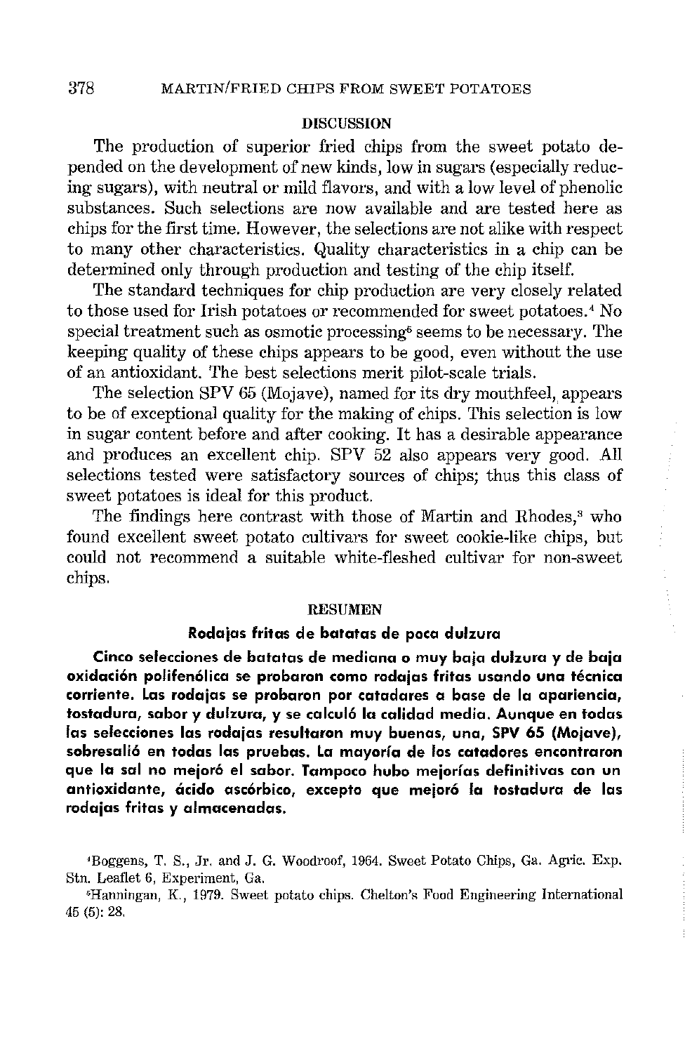## DISCUSSION

The production of superior fried chips from the sweet potato depended on the development of new kinds, low in sugars (especially reducing sugars), with neutral or mild flavors, and with a low level of phenolic substances. Such selections are now available and are tested here as chips for the first time. However, the selections are not alike with respect to many other characteristics. Quality characteristics in a chip can be determined only through production and testing of the chip itself.

The standard techniques for chip production are very closely related to those used for Irish potatoes or recommended for sweet potatoes.[4] No special treatment such as osmotic processing[5] seems to be necessary. The keeping quality of these chips appears to be good, even without the use of an antioxidant. The best selections merit pilot-scale trials.

The selection SPV 65 (Mojave), named for its dry mouthfeel, appears to be of exceptional quality for the making of chips. This selection is low in sugar content before and after cooking. It has a desirable appearance and produces an excellent chip. SPV 52 also appears very good. All selections tested were satisfactory sources of chips; thus this class of sweet potatoes is ideal for this product.

The findings here contrast with those of Martin and Rhodes,[3] who found excellent sweet potato cultivars for sweet cookie-like chips, but could not recommend a suitable white-fleshed cultivar for non-sweet chips.

## RESUMEN

### Rodajas fritas de batatas de poca dulzura

**Cinco selecciones de batatas de mediana o muy baja dulzura y de baja oxidación polifenólica se probaron como rodajas fritas usando una técnica corriente. Las rodajas se probaron por catadores a base de la apariencia, tostadura, sabor y dulzura, y se calculó la calidad media. Aunque en todas las selecciones las rodajas resultaron muy buenas, una, SPV 65 (Mojave), sobresalió en todas las pruebas. La mayoría de los catadores encontraron que la sal no mejoró el sabor. Tampoco hubo mejorías definitivas con un antioxidante, ácido ascórbico, excepto que mejoró la tostadura de las rodajas fritas y almacenadas.**

[4] Boggens, T. S., Jr. and J. G. Woodroof, 1964. Sweet Potato Chips, Ga. Agric. Exp. Stn. Leaflet 6, Experiment, Ga.

[5] Hanningan, K., 1979. Sweet potato chips. Chelton's Food Engineering International 45 (5): 28.